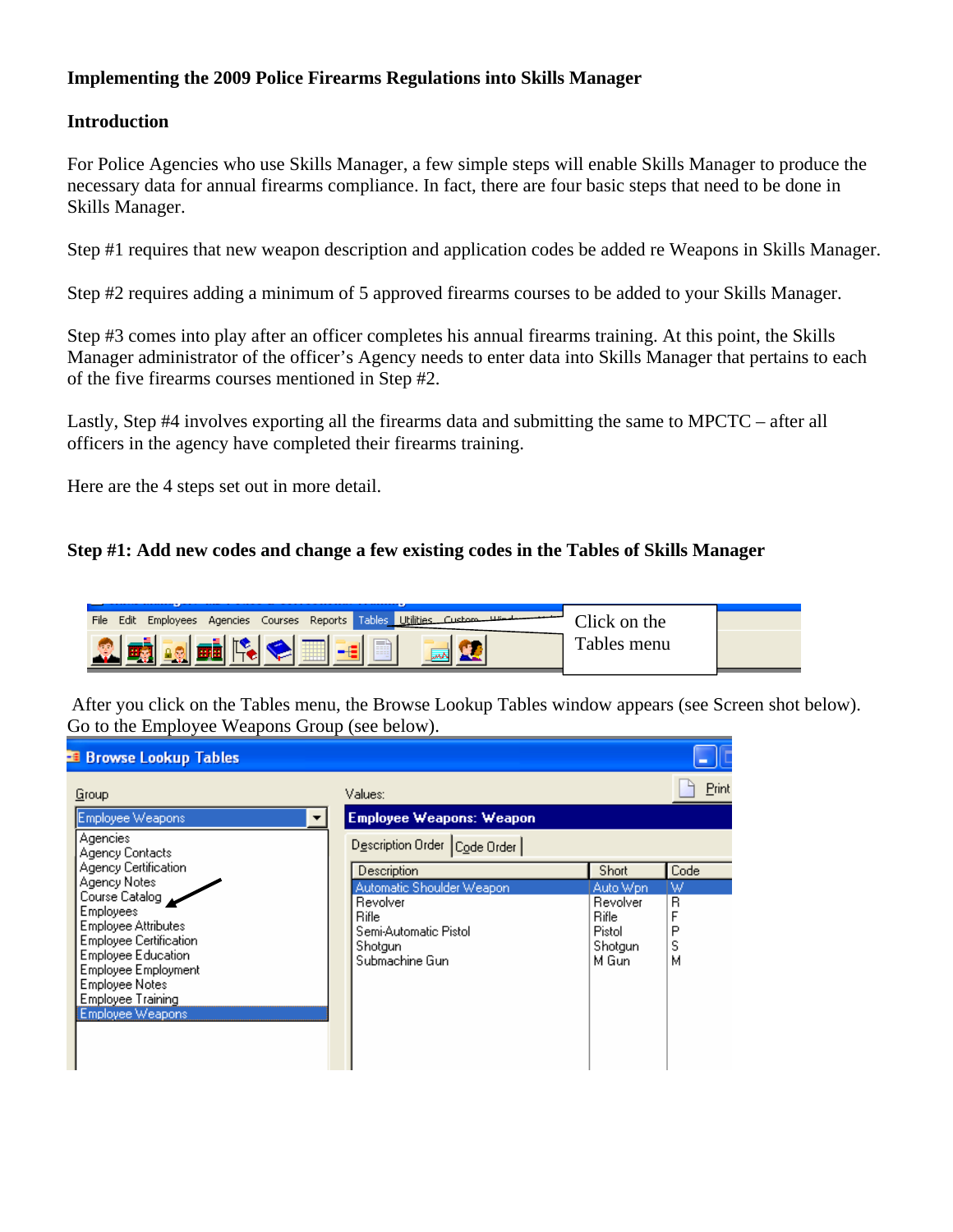**Implementing the 2009 Police Firearms Regulations into Skills Manager**

**Introduction**

For Police Agencies who use Skills Manager, a few simple steps will enable Skills Manager to produce the necessary data for annual firearms compliance. In fact, there are four basic steps that need to be done in Skills Manager.

Step #1 requires that new weapon description and application codes be added re Weapons in Skills Manager.

Step #2 requires adding a minimum of 5 approved firearms courses to be added to your Skills Manager.

Step #3 comes into play after an officer completes his annual firearms training. At this point, the Skills Manager administrator of the officer's Agency needs to enter data into Skills Manager that pertains to each of the five firearms courses mentioned in Step #2.

Lastly, Step #4 involves exporting all the firearms data and submitting the same to MPCTC – after all officers in the agency have completed their firearms training.

Here are the 4 steps set out in more detail.

**Step #1: Add new codes and change a few existing codes in the Tables of Skills Manager**

File Edit Employees Agencies Courses Reports Tables Utilities Custom

Click on the Tables menu

After you click on the Tables menu, the Browse Lookup Tables window appears (see Screen shot below). Go to the Employee Weapons Group (see below).

**Browse Lookup Tables**

Group: Employee Weapons

- Agencies
- Agency Contacts
- Agency Certification
- Agency Notes
- Course Catalog
- Employees
- Employee Attributes
- Employee Certification
- Employee Education
- Employee Employment
- Employee Notes
- Employee Training
- Employee Weapons

Values: **Employee Weapons: Weapon**

Description Order | Code Order

| Description | Short | Code |
|---|---|---|
| Automatic Shoulder Weapon | Auto Wpn | W |
| Revolver | Revolver | R |
| Rifle | Rifle | F |
| Semi-Automatic Pistol | Pistol | P |
| Shotgun | Shotgun | S |
| Submachine Gun | M Gun | M |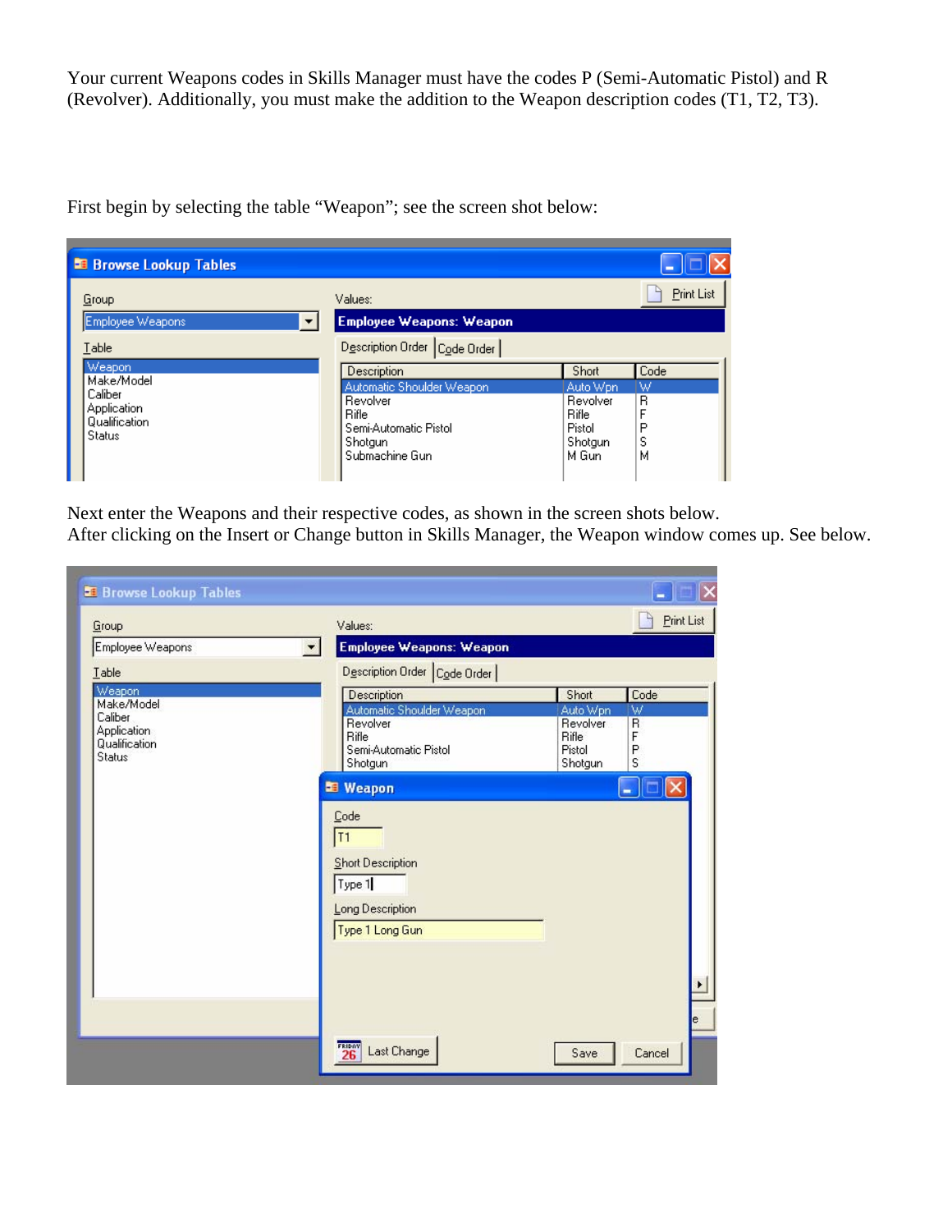Your current Weapons codes in Skills Manager must have the codes P (Semi-Automatic Pistol) and R (Revolver). Additionally, you must make the addition to the Weapon description codes (T1, T2, T3).

First begin by selecting the table “Weapon”; see the screen shot below:

Next enter the Weapons and their respective codes, as shown in the screen shots below.
After clicking on the Insert or Change button in Skills Manager, the Weapon window comes up. See below.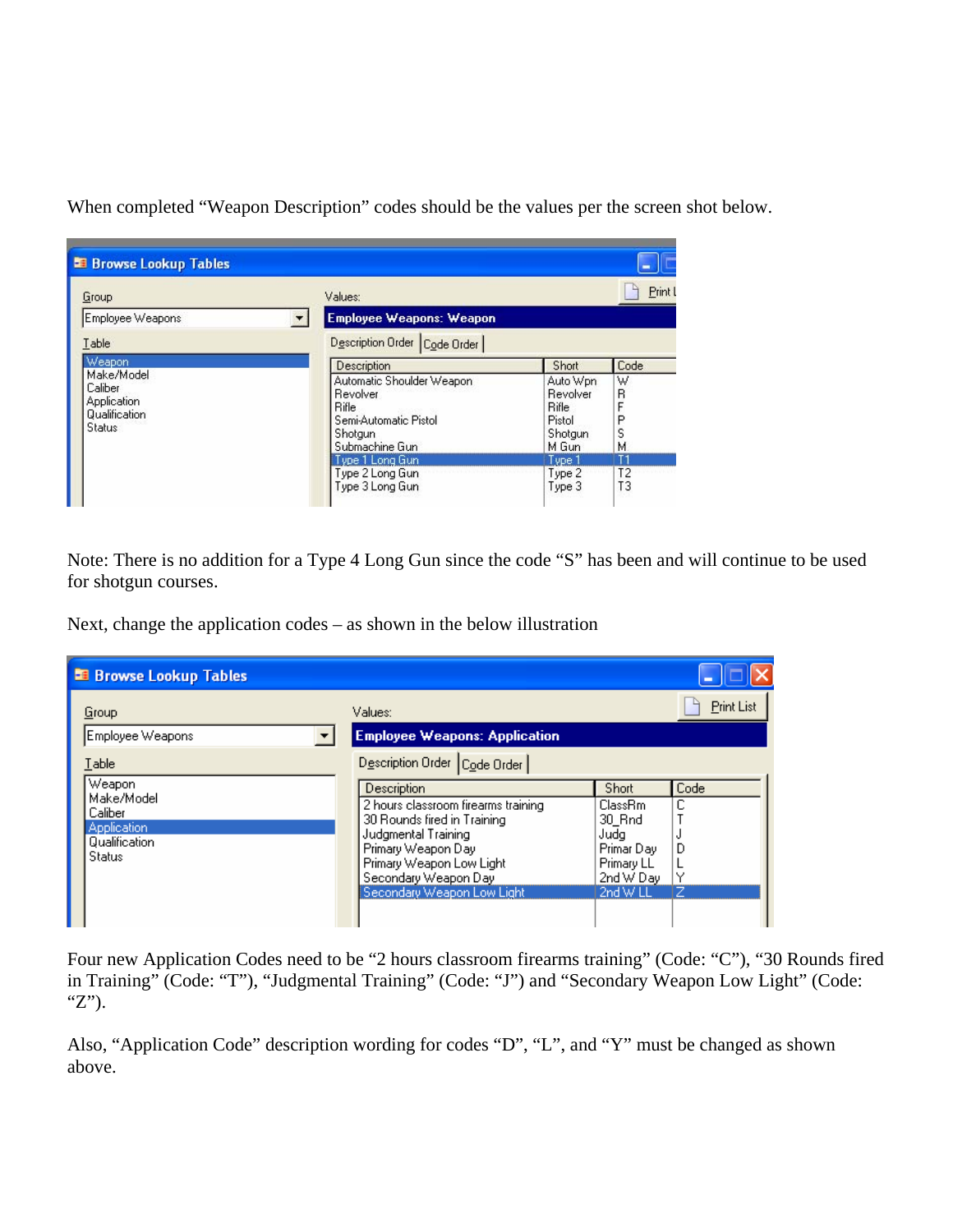When completed "Weapon Description" codes should be the values per the screen shot below.

**Browse Lookup Tables**

Group: Employee Weapons

Table: Weapon, Make/Model, Caliber, Application, Qualification, Status

Values: **Employee Weapons: Weapon**

Description Order | Code Order

| Description | Short | Code |
|---|---|---|
| Automatic Shoulder Weapon | Auto Wpn | W |
| Revolver | Revolver | R |
| Rifle | Rifle | F |
| Semi-Automatic Pistol | Pistol | P |
| Shotgun | Shotgun | S |
| Submachine Gun | M Gun | M |
| Type 1 Long Gun | Type 1 | T1 |
| Type 2 Long Gun | Type 2 | T2 |
| Type 3 Long Gun | Type 3 | T3 |

Note: There is no addition for a Type 4 Long Gun since the code "S" has been and will continue to be used for shotgun courses.

Next, change the application codes – as shown in the below illustration

**Browse Lookup Tables**

Group: Employee Weapons

Table: Weapon, Make/Model, Caliber, Application, Qualification, Status

Values: **Employee Weapons: Application**

Description Order | Code Order

| Description | Short | Code |
|---|---|---|
| 2 hours classroom firearms training | ClassRm | C |
| 30 Rounds fired in Training | 30_Rnd | T |
| Judgmental Training | Judg | J |
| Primary Weapon Day | Primar Day | D |
| Primary Weapon Low Light | Primary LL | L |
| Secondary Weapon Day | 2nd W Day | Y |
| Secondary Weapon Low Light | 2nd W LL | Z |

Four new Application Codes need to be "2 hours classroom firearms training" (Code: "C"), "30 Rounds fired in Training" (Code: "T"), "Judgmental Training" (Code: "J") and "Secondary Weapon Low Light" (Code: "Z").

Also, "Application Code" description wording for codes "D", "L", and "Y" must be changed as shown above.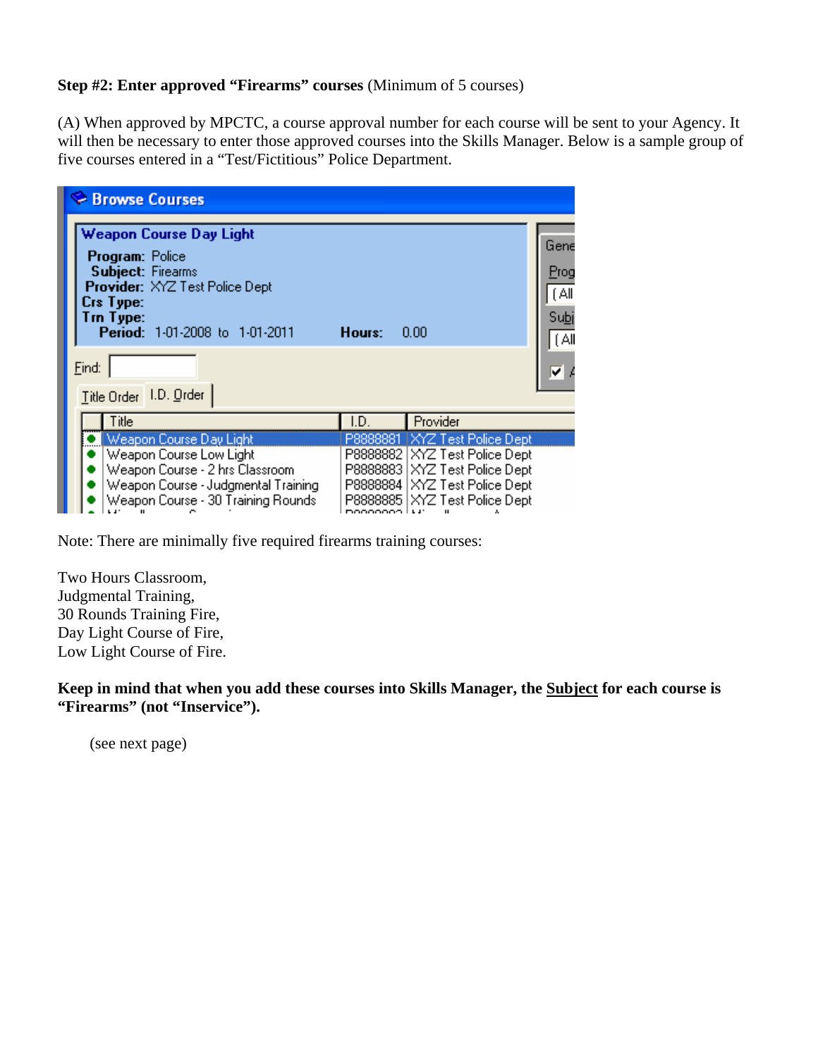**Step #2: Enter approved "Firearms" courses** (Minimum of 5 courses)

(A) When approved by MPCTC, a course approval number for each course will be sent to your Agency. It will then be necessary to enter those approved courses into the Skills Manager. Below is a sample group of five courses entered in a "Test/Fictitious" Police Department.

**Browse Courses**

**Weapon Course Day Light**
**Program:** Police
**Subject:** Firearms
**Provider:** XYZ Test Police Dept
**Crs Type:**
**Trn Type:**
**Period:** 1-01-2008 to 1-01-2011 **Hours:** 0.00

Find:

Title Order | I.D. Order

| Title | I.D. | Provider |
|---|---|---|
| Weapon Course Day Light | P8888881 | XYZ Test Police Dept |
| Weapon Course Low Light | P8888882 | XYZ Test Police Dept |
| Weapon Course - 2 hrs Classroom | P8888883 | XYZ Test Police Dept |
| Weapon Course - Judgmental Training | P8888884 | XYZ Test Police Dept |
| Weapon Course - 30 Training Rounds | P8888885 | XYZ Test Police Dept |

Note: There are minimally five required firearms training courses:

Two Hours Classroom,
Judgmental Training,
30 Rounds Training Fire,
Day Light Course of Fire,
Low Light Course of Fire.

**Keep in mind that when you add these courses into Skills Manager, the Subject for each course is "Firearms" (not "Inservice").**

(see next page)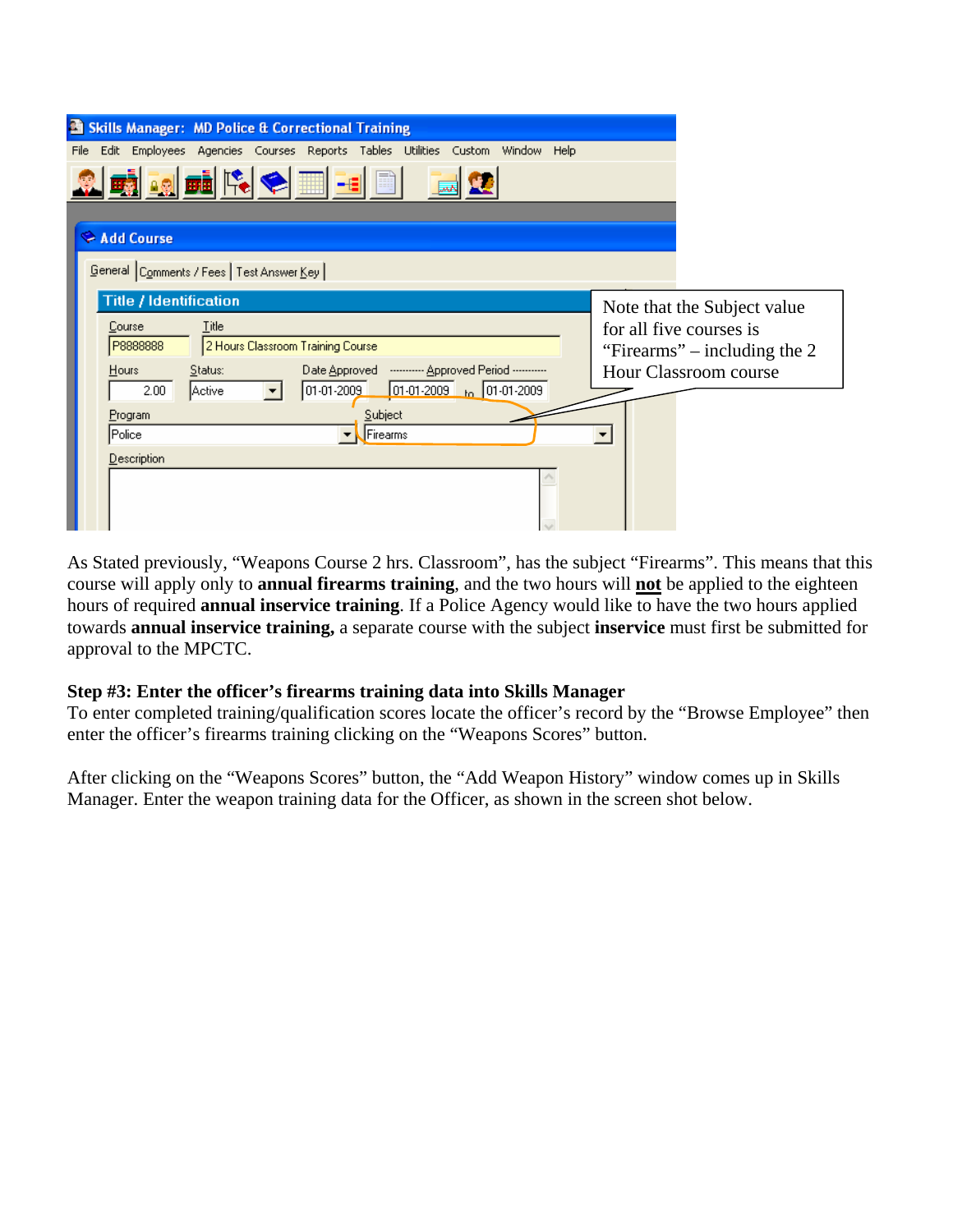As Stated previously, “Weapons Course 2 hrs. Classroom”, has the subject “Firearms”. This means that this course will apply only to **annual firearms training**, and the two hours will **not** be applied to the eighteen hours of required **annual inservice training**. If a Police Agency would like to have the two hours applied towards **annual inservice training,** a separate course with the subject **inservice** must first be submitted for approval to the MPCTC.

**Step #3: Enter the officer’s firearms training data into Skills Manager**

To enter completed training/qualification scores locate the officer’s record by the “Browse Employee” then enter the officer’s firearms training clicking on the “Weapons Scores” button.

After clicking on the “Weapons Scores” button, the “Add Weapon History” window comes up in Skills Manager. Enter the weapon training data for the Officer, as shown in the screen shot below.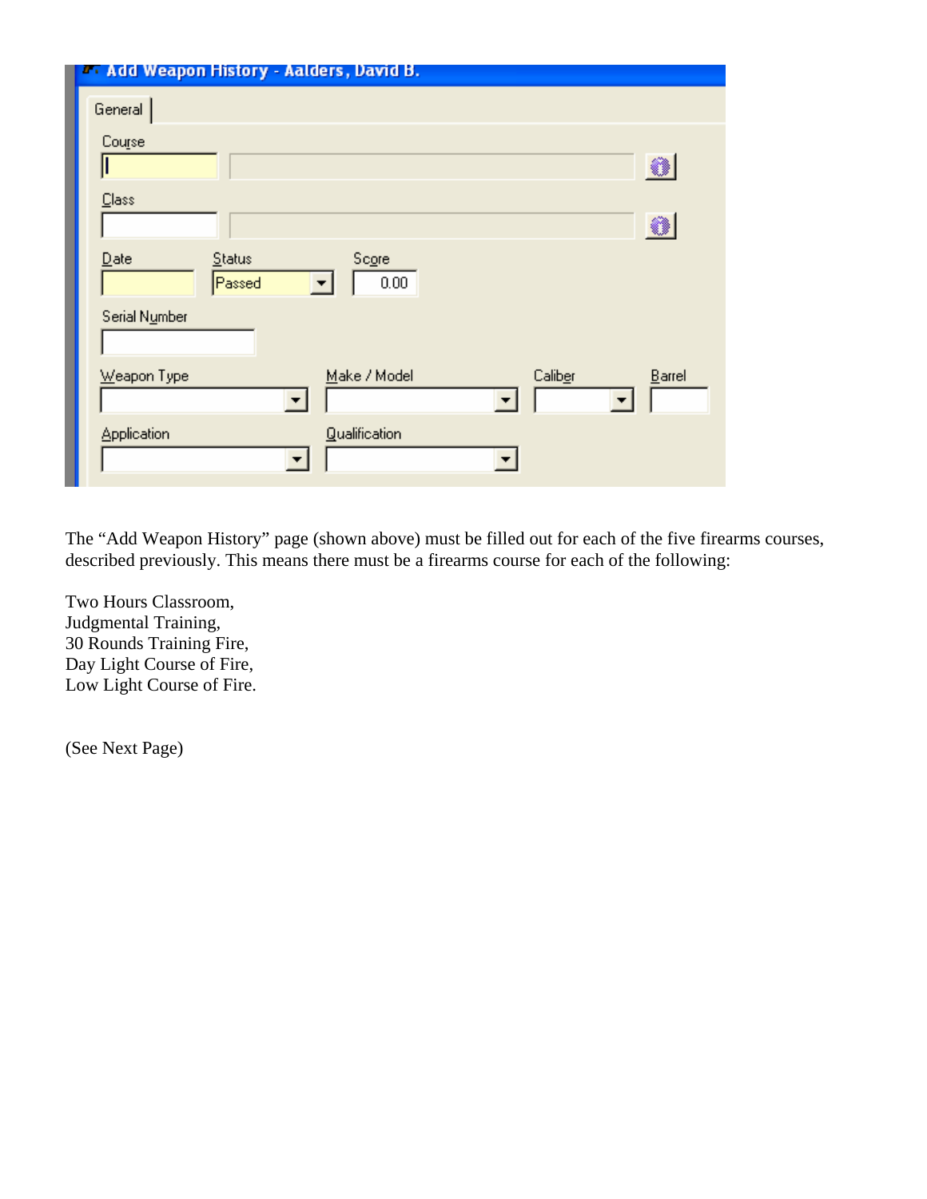The "Add Weapon History" page (shown above) must be filled out for each of the five firearms courses, described previously. This means there must be a firearms course for each of the following:

Two Hours Classroom,
Judgmental Training,
30 Rounds Training Fire,
Day Light Course of Fire,
Low Light Course of Fire.

(See Next Page)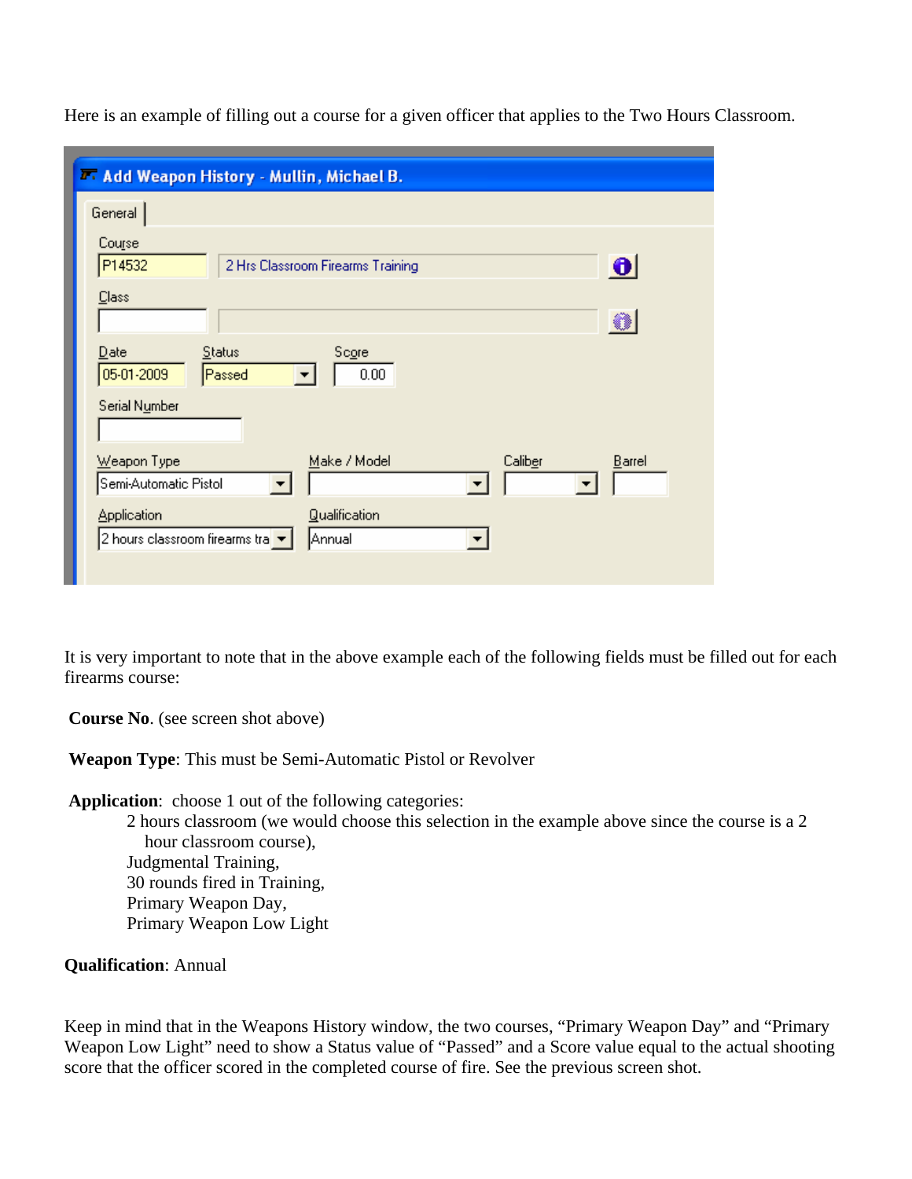Here is an example of filling out a course for a given officer that applies to the Two Hours Classroom.

It is very important to note that in the above example each of the following fields must be filled out for each firearms course:

**Course No**. (see screen shot above)

**Weapon Type**: This must be Semi-Automatic Pistol or Revolver

**Application**: choose 1 out of the following categories:

- 2 hours classroom (we would choose this selection in the example above since the course is a 2 hour classroom course),
- Judgmental Training,
- 30 rounds fired in Training,
- Primary Weapon Day,
- Primary Weapon Low Light

**Qualification**: Annual

Keep in mind that in the Weapons History window, the two courses, "Primary Weapon Day" and "Primary Weapon Low Light" need to show a Status value of "Passed" and a Score value equal to the actual shooting score that the officer scored in the completed course of fire. See the previous screen shot.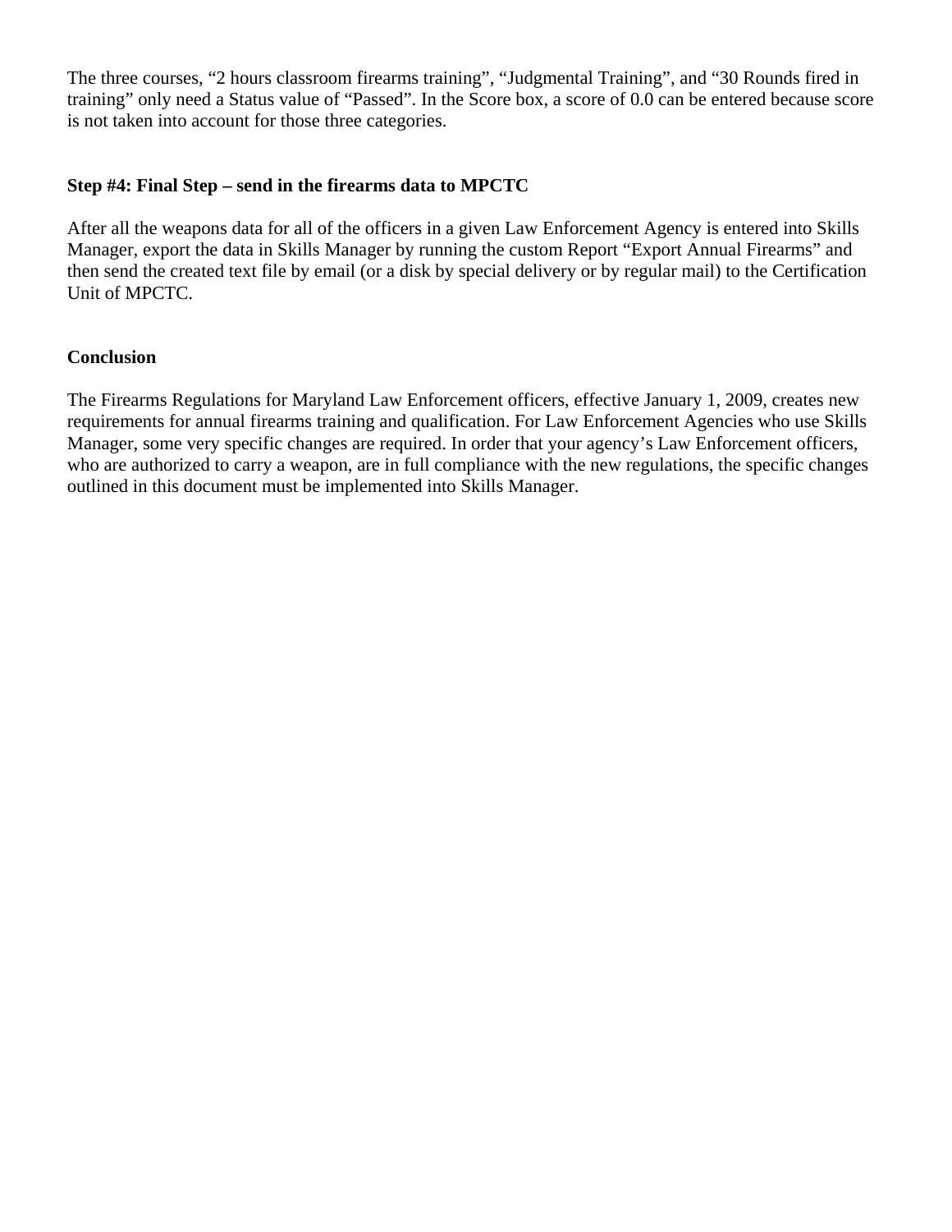The three courses, “2 hours classroom firearms training”, “Judgmental Training”, and “30 Rounds fired in training” only need a Status value of “Passed”. In the Score box, a score of 0.0 can be entered because score is not taken into account for those three categories.

**Step #4: Final Step – send in the firearms data to MPCTC**

After all the weapons data for all of the officers in a given Law Enforcement Agency is entered into Skills Manager, export the data in Skills Manager by running the custom Report “Export Annual Firearms” and then send the created text file by email (or a disk by special delivery or by regular mail) to the Certification Unit of MPCTC.

**Conclusion**

The Firearms Regulations for Maryland Law Enforcement officers, effective January 1, 2009, creates new requirements for annual firearms training and qualification. For Law Enforcement Agencies who use Skills Manager, some very specific changes are required. In order that your agency’s Law Enforcement officers, who are authorized to carry a weapon, are in full compliance with the new regulations, the specific changes outlined in this document must be implemented into Skills Manager.